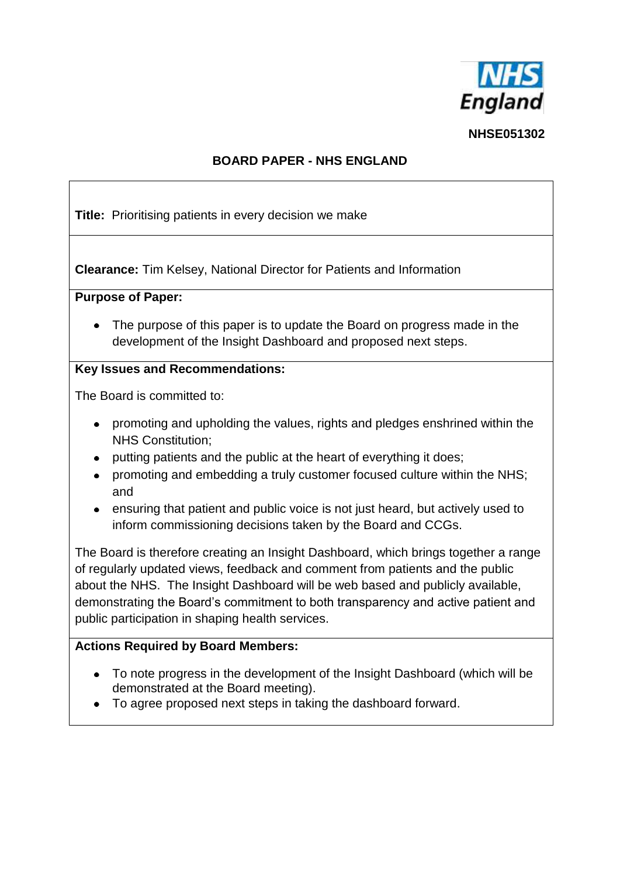NHSE051302

# BOARD PAPER - NHS ENGLAND

**Title:** Prioritising patients in every decision we make

**Clearance:** Tim Kelsey, National Director for Patients and Information

**Purpose of Paper:**

- The purpose of this paper is to update the Board on progress made in the development of the Insight Dashboard and proposed next steps.

**Key Issues and Recommendations:**

The Board is committed to:

- promoting and upholding the values, rights and pledges enshrined within the NHS Constitution;
- putting patients and the public at the heart of everything it does;
- promoting and embedding a truly customer focused culture within the NHS; and
- ensuring that patient and public voice is not just heard, but actively used to inform commissioning decisions taken by the Board and CCGs.

The Board is therefore creating an Insight Dashboard, which brings together a range of regularly updated views, feedback and comment from patients and the public about the NHS. The Insight Dashboard will be web based and publicly available, demonstrating the Board's commitment to both transparency and active patient and public participation in shaping health services.

**Actions Required by Board Members:**

- To note progress in the development of the Insight Dashboard (which will be demonstrated at the Board meeting).
- To agree proposed next steps in taking the dashboard forward.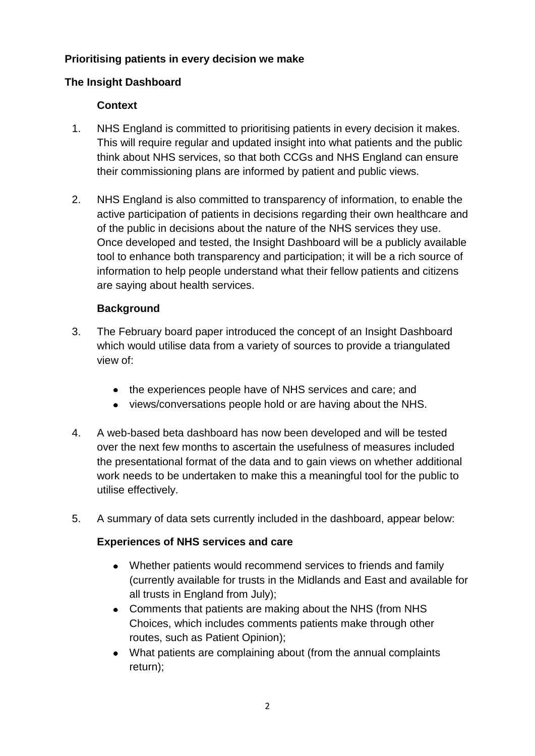**Prioritising patients in every decision we make**

**The Insight Dashboard**

**Context**

1. NHS England is committed to prioritising patients in every decision it makes. This will require regular and updated insight into what patients and the public think about NHS services, so that both CCGs and NHS England can ensure their commissioning plans are informed by patient and public views.

2. NHS England is also committed to transparency of information, to enable the active participation of patients in decisions regarding their own healthcare and of the public in decisions about the nature of the NHS services they use. Once developed and tested, the Insight Dashboard will be a publicly available tool to enhance both transparency and participation; it will be a rich source of information to help people understand what their fellow patients and citizens are saying about health services.

**Background**

3. The February board paper introduced the concept of an Insight Dashboard which would utilise data from a variety of sources to provide a triangulated view of:

   - the experiences people have of NHS services and care; and
   - views/conversations people hold or are having about the NHS.

4. A web-based beta dashboard has now been developed and will be tested over the next few months to ascertain the usefulness of measures included the presentational format of the data and to gain views on whether additional work needs to be undertaken to make this a meaningful tool for the public to utilise effectively.

5. A summary of data sets currently included in the dashboard, appear below:

**Experiences of NHS services and care**

- Whether patients would recommend services to friends and family (currently available for trusts in the Midlands and East and available for all trusts in England from July);
- Comments that patients are making about the NHS (from NHS Choices, which includes comments patients make through other routes, such as Patient Opinion);
- What patients are complaining about (from the annual complaints return);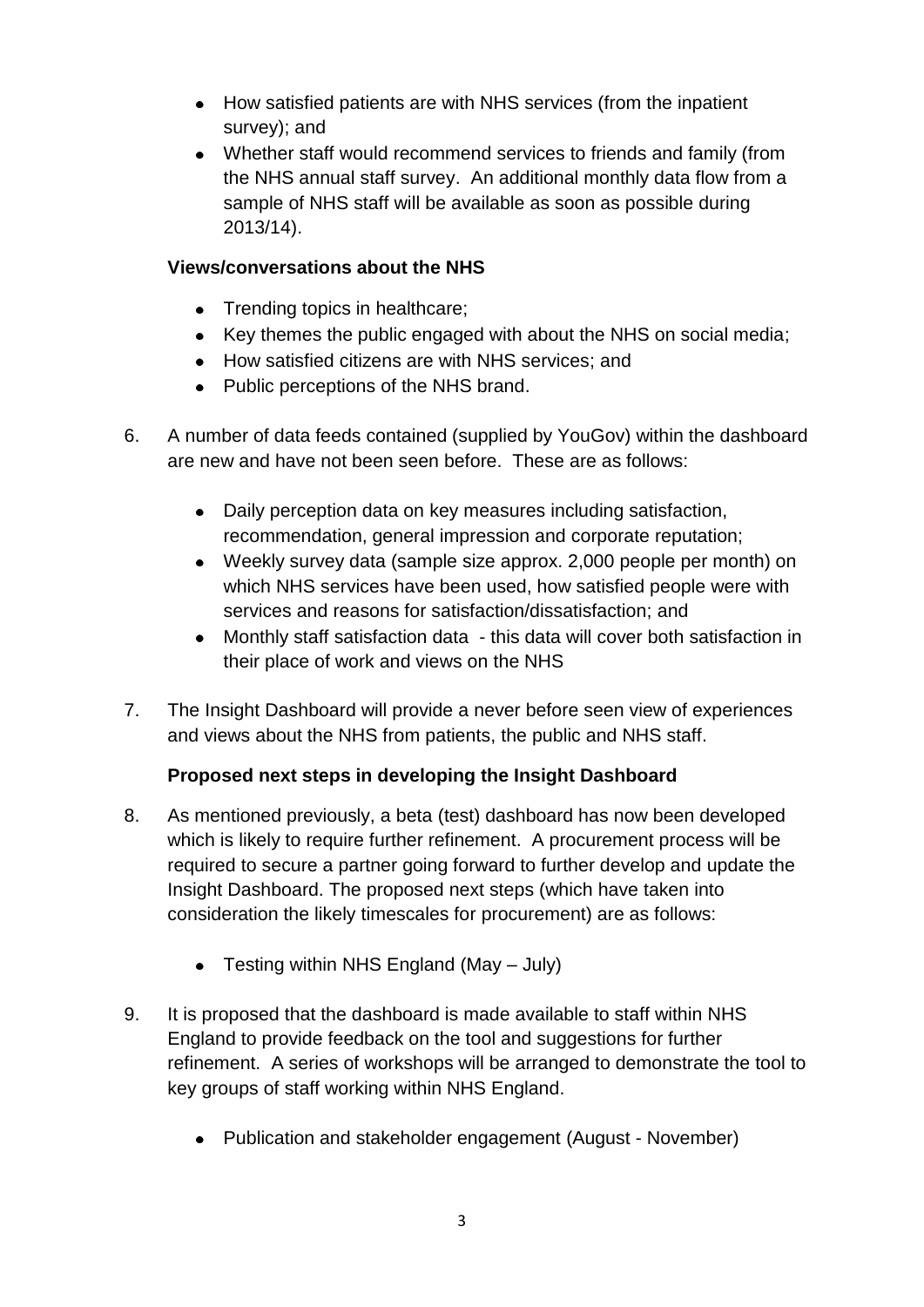- How satisfied patients are with NHS services (from the inpatient survey); and
- Whether staff would recommend services to friends and family (from the NHS annual staff survey. An additional monthly data flow from a sample of NHS staff will be available as soon as possible during 2013/14).

**Views/conversations about the NHS**

- Trending topics in healthcare;
- Key themes the public engaged with about the NHS on social media;
- How satisfied citizens are with NHS services; and
- Public perceptions of the NHS brand.

6. A number of data feeds contained (supplied by YouGov) within the dashboard are new and have not been seen before. These are as follows:

    - Daily perception data on key measures including satisfaction, recommendation, general impression and corporate reputation;
    - Weekly survey data (sample size approx. 2,000 people per month) on which NHS services have been used, how satisfied people were with services and reasons for satisfaction/dissatisfaction; and
    - Monthly staff satisfaction data - this data will cover both satisfaction in their place of work and views on the NHS

7. The Insight Dashboard will provide a never before seen view of experiences and views about the NHS from patients, the public and NHS staff.

**Proposed next steps in developing the Insight Dashboard**

8. As mentioned previously, a beta (test) dashboard has now been developed which is likely to require further refinement. A procurement process will be required to secure a partner going forward to further develop and update the Insight Dashboard. The proposed next steps (which have taken into consideration the likely timescales for procurement) are as follows:

    - Testing within NHS England (May – July)

9. It is proposed that the dashboard is made available to staff within NHS England to provide feedback on the tool and suggestions for further refinement. A series of workshops will be arranged to demonstrate the tool to key groups of staff working within NHS England.

    - Publication and stakeholder engagement (August - November)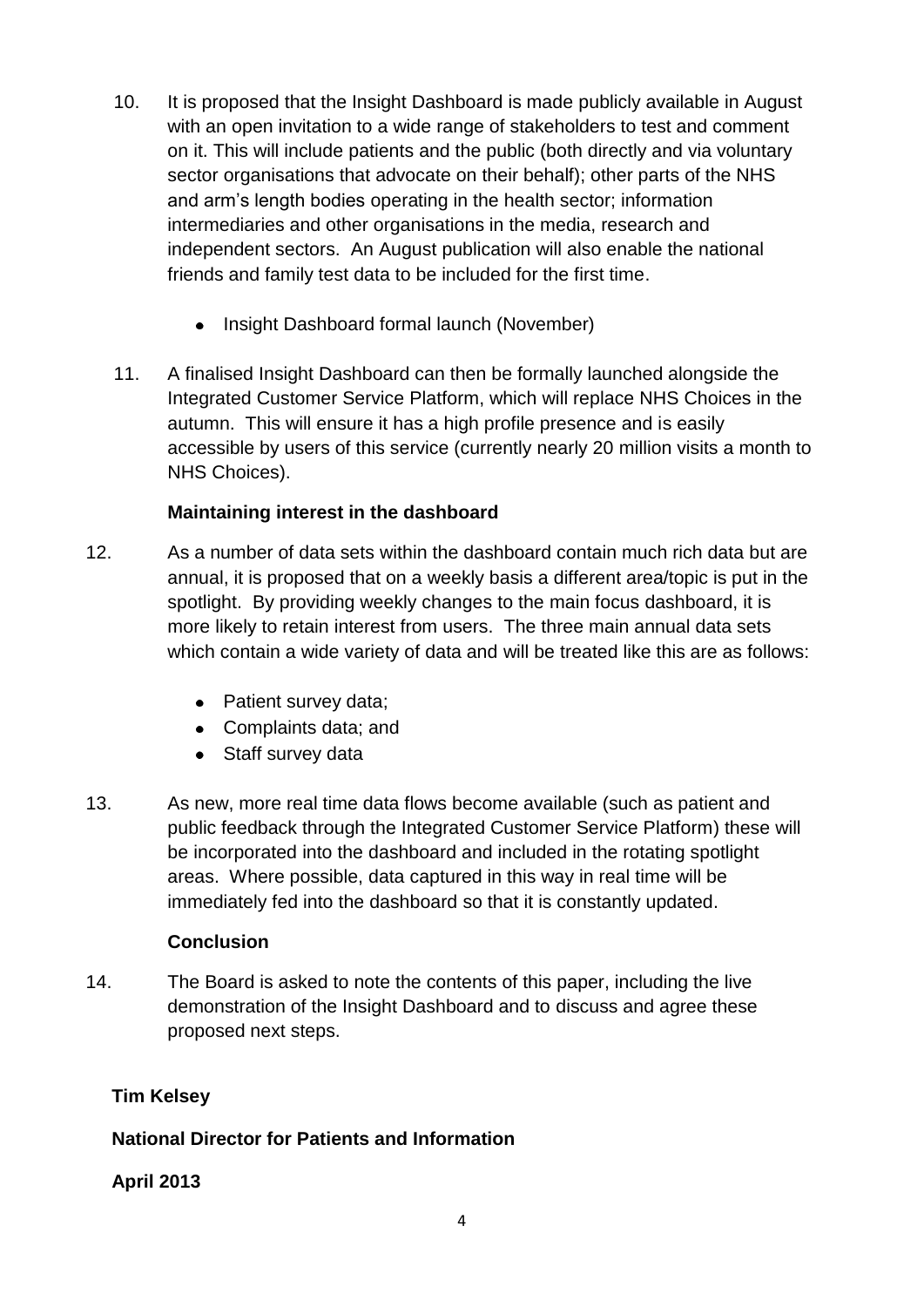10. It is proposed that the Insight Dashboard is made publicly available in August with an open invitation to a wide range of stakeholders to test and comment on it. This will include patients and the public (both directly and via voluntary sector organisations that advocate on their behalf); other parts of the NHS and arm's length bodies operating in the health sector; information intermediaries and other organisations in the media, research and independent sectors. An August publication will also enable the national friends and family test data to be included for the first time.

    - Insight Dashboard formal launch (November)

11. A finalised Insight Dashboard can then be formally launched alongside the Integrated Customer Service Platform, which will replace NHS Choices in the autumn. This will ensure it has a high profile presence and is easily accessible by users of this service (currently nearly 20 million visits a month to NHS Choices).

**Maintaining interest in the dashboard**

12. As a number of data sets within the dashboard contain much rich data but are annual, it is proposed that on a weekly basis a different area/topic is put in the spotlight. By providing weekly changes to the main focus dashboard, it is more likely to retain interest from users. The three main annual data sets which contain a wide variety of data and will be treated like this are as follows:

    - Patient survey data;
    - Complaints data; and
    - Staff survey data

13. As new, more real time data flows become available (such as patient and public feedback through the Integrated Customer Service Platform) these will be incorporated into the dashboard and included in the rotating spotlight areas. Where possible, data captured in this way in real time will be immediately fed into the dashboard so that it is constantly updated.

**Conclusion**

14. The Board is asked to note the contents of this paper, including the live demonstration of the Insight Dashboard and to discuss and agree these proposed next steps.

**Tim Kelsey**

**National Director for Patients and Information**

**April 2013**